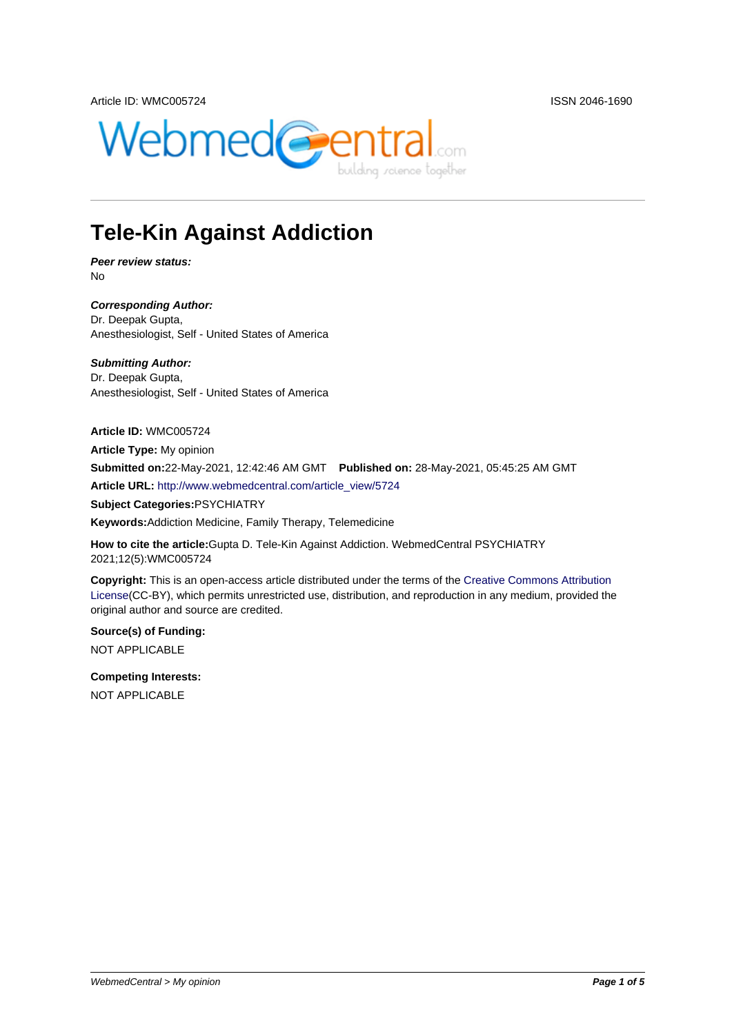Article ID: WMC005724 ISSN 2046-1690

# Tele-Kin Against Addiction

***Peer review status:***
No

***Corresponding Author:***
Dr. Deepak Gupta,
Anesthesiologist, Self - United States of America

***Submitting Author:***
Dr. Deepak Gupta,
Anesthesiologist, Self - United States of America

**Article ID:** WMC005724

**Article Type:** My opinion

**Submitted on:** 22-May-2021, 12:42:46 AM GMT **Published on:** 28-May-2021, 05:45:25 AM GMT

**Article URL:** http://www.webmedcentral.com/article_view/5724

**Subject Categories:** PSYCHIATRY

**Keywords:** Addiction Medicine, Family Therapy, Telemedicine

**How to cite the article:** Gupta D. Tele-Kin Against Addiction. WebmedCentral PSYCHIATRY 2021;12(5):WMC005724

**Copyright:** This is an open-access article distributed under the terms of the Creative Commons Attribution License(CC-BY), which permits unrestricted use, distribution, and reproduction in any medium, provided the original author and source are credited.

**Source(s) of Funding:**

NOT APPLICABLE

**Competing Interests:**

NOT APPLICABLE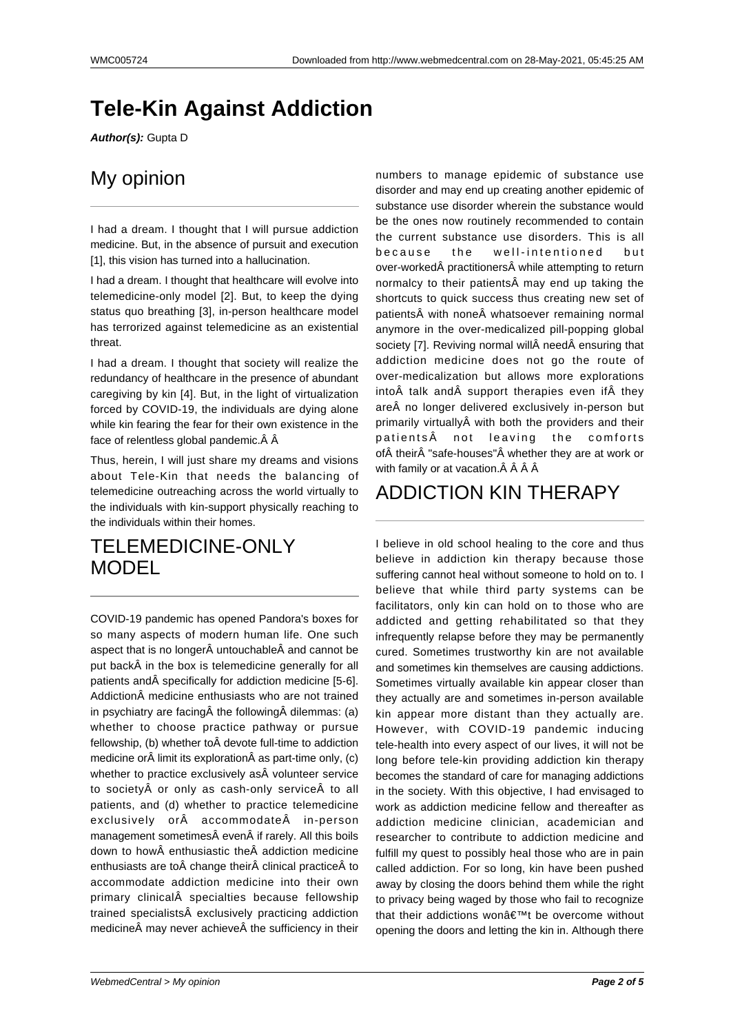# Tele-Kin Against Addiction

***Author(s):*** Gupta D

## My opinion

I had a dream. I thought that I will pursue addiction medicine. But, in the absence of pursuit and execution [1], this vision has turned into a hallucination.

I had a dream. I thought that healthcare will evolve into telemedicine-only model [2]. But, to keep the dying status quo breathing [3], in-person healthcare model has terrorized against telemedicine as an existential threat.

I had a dream. I thought that society will realize the redundancy of healthcare in the presence of abundant caregiving by kin [4]. But, in the light of virtualization forced by COVID-19, the individuals are dying alone while kin fearing the fear for their own existence in the face of relentless global pandemic.Â Â

Thus, herein, I will just share my dreams and visions about Tele-Kin that needs the balancing of telemedicine outreaching across the world virtually to the individuals with kin-support physically reaching to the individuals within their homes.

## TELEMEDICINE-ONLY MODEL

COVID-19 pandemic has opened Pandora's boxes for so many aspects of modern human life. One such aspect that is no longerÂ untouchableÂ and cannot be put backÂ in the box is telemedicine generally for all patients andÂ specifically for addiction medicine [5-6]. AddictionÂ medicine enthusiasts who are not trained in psychiatry are facingÂ the followingÂ dilemmas: (a) whether to choose practice pathway or pursue fellowship, (b) whether toÂ devote full-time to addiction medicine orÂ limit its explorationÂ as part-time only, (c) whether to practice exclusively asÂ volunteer service to societyÂ or only as cash-only serviceÂ to all patients, and (d) whether to practice telemedicine exclusively orÂ accommodateÂ in-person management sometimesÂ evenÂ if rarely. All this boils down to howÂ enthusiastic theÂ addiction medicine enthusiasts are toÂ change theirÂ clinical practiceÂ to accommodate addiction medicine into their own primary clinicalÂ specialties because fellowship trained specialistsÂ exclusively practicing addiction medicineÂ may never achieveÂ the sufficiency in their numbers to manage epidemic of substance use disorder and may end up creating another epidemic of substance use disorder wherein the substance would be the ones now routinely recommended to contain the current substance use disorders. This is all because the well-intentioned but over-workedÂ practitionersÂ while attempting to return normalcy to their patientsÂ may end up taking the shortcuts to quick success thus creating new set of patientsÂ with noneÂ whatsoever remaining normal anymore in the over-medicalized pill-popping global society [7]. Reviving normal willÂ needÂ ensuring that addiction medicine does not go the route of over-medicalization but allows more explorations intoÂ talk andÂ support therapies even ifÂ they areÂ no longer delivered exclusively in-person but primarily virtuallyÂ with both the providers and their patientsÂ not leaving the comforts ofÂ theirÂ "safe-houses"Â whether they are at work or with family or at vacation.Â Â Â Â

## ADDICTION KIN THERAPY

I believe in old school healing to the core and thus believe in addiction kin therapy because those suffering cannot heal without someone to hold on to. I believe that while third party systems can be facilitators, only kin can hold on to those who are addicted and getting rehabilitated so that they infrequently relapse before they may be permanently cured. Sometimes trustworthy kin are not available and sometimes kin themselves are causing addictions. Sometimes virtually available kin appear closer than they actually are and sometimes in-person available kin appear more distant than they actually are. However, with COVID-19 pandemic inducing tele-health into every aspect of our lives, it will not be long before tele-kin providing addiction kin therapy becomes the standard of care for managing addictions in the society. With this objective, I had envisaged to work as addiction medicine fellow and thereafter as addiction medicine clinician, academician and researcher to contribute to addiction medicine and fulfill my quest to possibly heal those who are in pain called addiction. For so long, kin have been pushed away by closing the doors behind them while the right to privacy being waged by those who fail to recognize that their addictions wonâ€™t be overcome without opening the doors and letting the kin in. Although there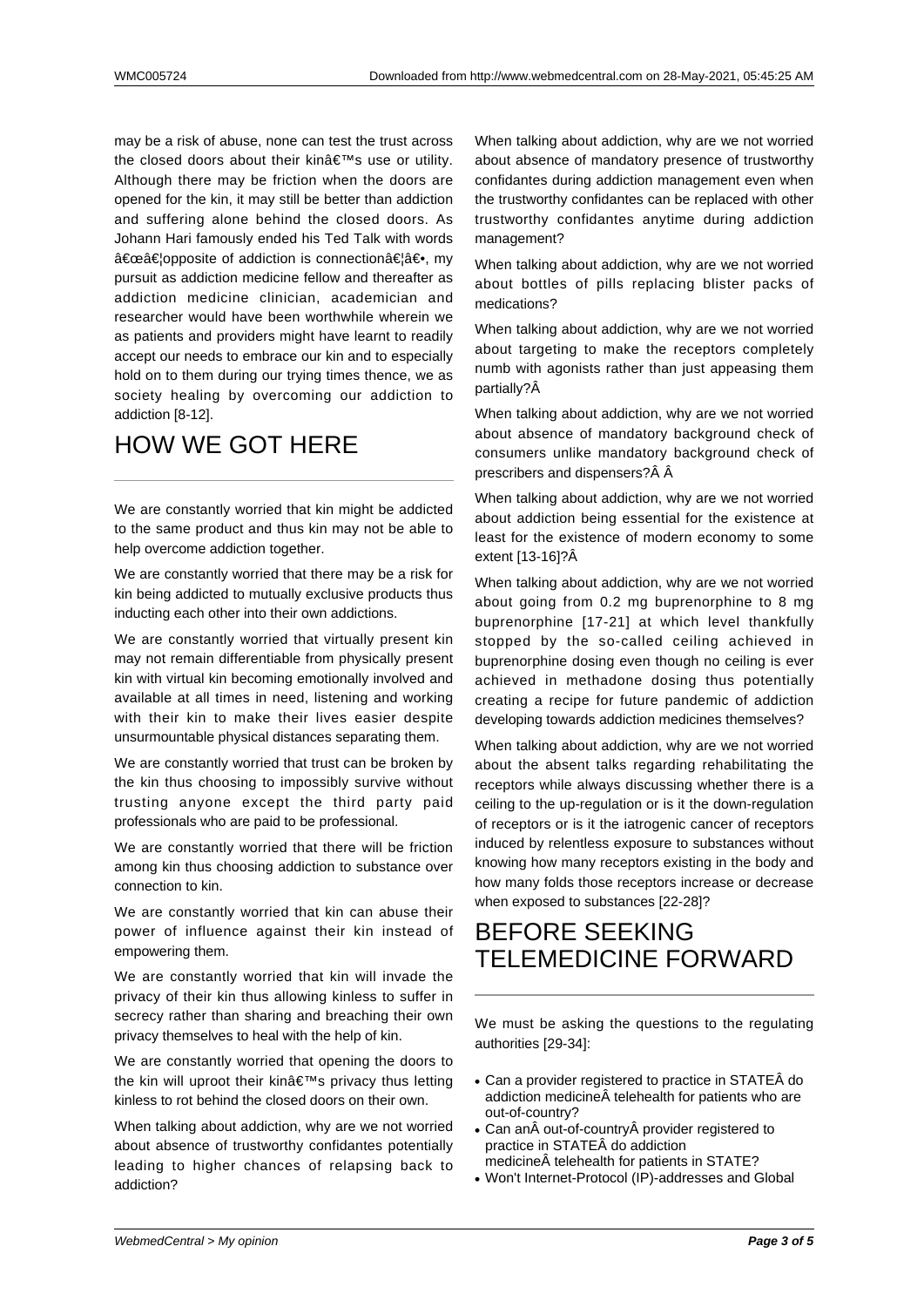may be a risk of abuse, none can test the trust across the closed doors about their kinâ€™s use or utility. Although there may be friction when the doors are opened for the kin, it may still be better than addiction and suffering alone behind the closed doors. As Johann Hari famously ended his Ted Talk with words â€œâ€¦opposite of addiction is connectionâ€¦â€•, my pursuit as addiction medicine fellow and thereafter as addiction medicine clinician, academician and researcher would have been worthwhile wherein we as patients and providers might have learnt to readily accept our needs to embrace our kin and to especially hold on to them during our trying times thence, we as society healing by overcoming our addiction to addiction [8-12].

# HOW WE GOT HERE

We are constantly worried that kin might be addicted to the same product and thus kin may not be able to help overcome addiction together.

We are constantly worried that there may be a risk for kin being addicted to mutually exclusive products thus inducting each other into their own addictions.

We are constantly worried that virtually present kin may not remain differentiable from physically present kin with virtual kin becoming emotionally involved and available at all times in need, listening and working with their kin to make their lives easier despite unsurmountable physical distances separating them.

We are constantly worried that trust can be broken by the kin thus choosing to impossibly survive without trusting anyone except the third party paid professionals who are paid to be professional.

We are constantly worried that there will be friction among kin thus choosing addiction to substance over connection to kin.

We are constantly worried that kin can abuse their power of influence against their kin instead of empowering them.

We are constantly worried that kin will invade the privacy of their kin thus allowing kinless to suffer in secrecy rather than sharing and breaching their own privacy themselves to heal with the help of kin.

We are constantly worried that opening the doors to the kin will uproot their kinâ€™s privacy thus letting kinless to rot behind the closed doors on their own.

When talking about addiction, why are we not worried about absence of trustworthy confidantes potentially leading to higher chances of relapsing back to addiction?

When talking about addiction, why are we not worried about absence of mandatory presence of trustworthy confidantes during addiction management even when the trustworthy confidantes can be replaced with other trustworthy confidantes anytime during addiction management?

When talking about addiction, why are we not worried about bottles of pills replacing blister packs of medications?

When talking about addiction, why are we not worried about targeting to make the receptors completely numb with agonists rather than just appeasing them partially?Â

When talking about addiction, why are we not worried about absence of mandatory background check of consumers unlike mandatory background check of prescribers and dispensers?Â Â

When talking about addiction, why are we not worried about addiction being essential for the existence at least for the existence of modern economy to some extent [13-16]?Â

When talking about addiction, why are we not worried about going from 0.2 mg buprenorphine to 8 mg buprenorphine [17-21] at which level thankfully stopped by the so-called ceiling achieved in buprenorphine dosing even though no ceiling is ever achieved in methadone dosing thus potentially creating a recipe for future pandemic of addiction developing towards addiction medicines themselves?

When talking about addiction, why are we not worried about the absent talks regarding rehabilitating the receptors while always discussing whether there is a ceiling to the up-regulation or is it the down-regulation of receptors or is it the iatrogenic cancer of receptors induced by relentless exposure to substances without knowing how many receptors existing in the body and how many folds those receptors increase or decrease when exposed to substances [22-28]?

# BEFORE SEEKING TELEMEDICINE FORWARD

We must be asking the questions to the regulating authorities [29-34]:

- Can a provider registered to practice in STATEÂ do addiction medicineÂ telehealth for patients who are out-of-country?
- Can anÂ out-of-countryÂ provider registered to practice in STATEÂ do addiction medicineÂ telehealth for patients in STATE?
- Won't Internet-Protocol (IP)-addresses and Global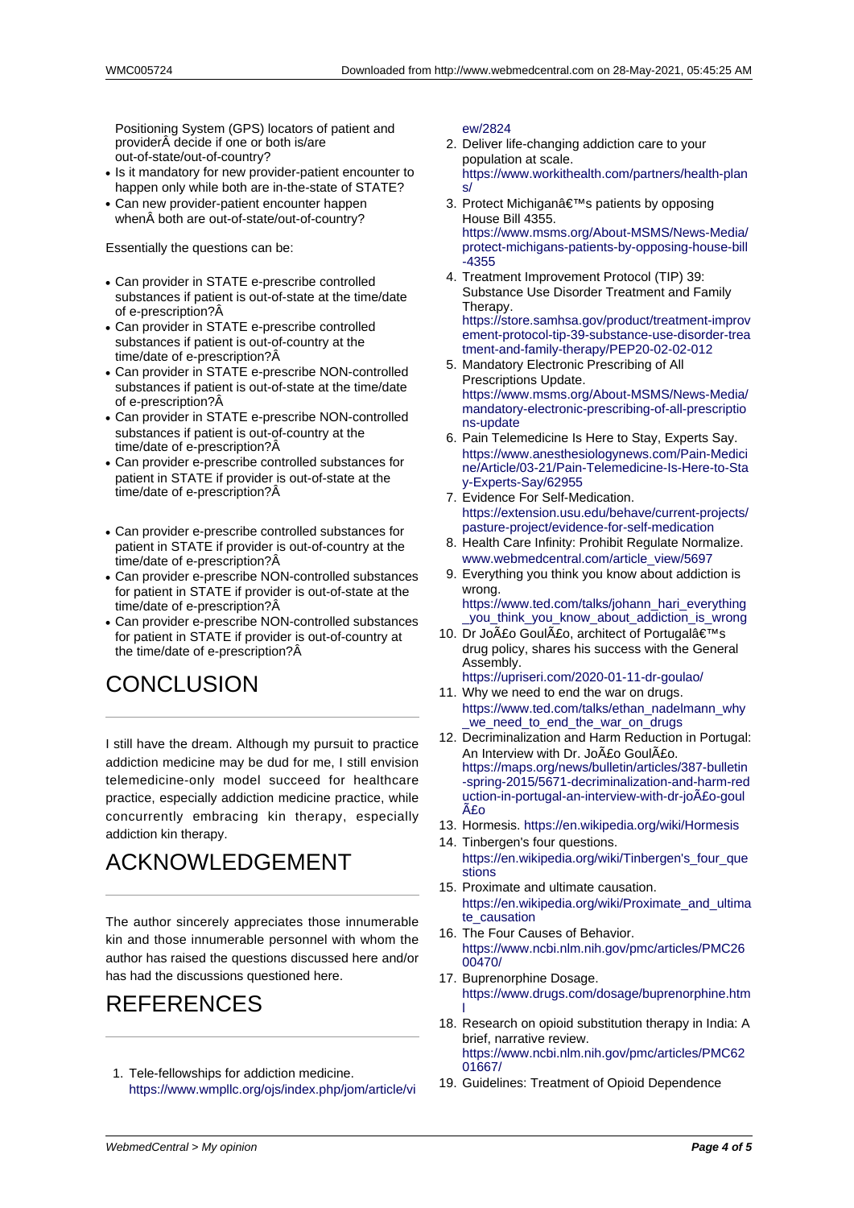Positioning System (GPS) locators of patient and providerÂ decide if one or both is/are out-of-state/out-of-country?

- Is it mandatory for new provider-patient encounter to happen only while both are in-the-state of STATE?
- Can new provider-patient encounter happen whenÂ both are out-of-state/out-of-country?

Essentially the questions can be:

- Can provider in STATE e-prescribe controlled substances if patient is out-of-state at the time/date of e-prescription?Â
- Can provider in STATE e-prescribe controlled substances if patient is out-of-country at the time/date of e-prescription?Â
- Can provider in STATE e-prescribe NON-controlled substances if patient is out-of-state at the time/date of e-prescription?Â
- Can provider in STATE e-prescribe NON-controlled substances if patient is out-of-country at the time/date of e-prescription?Â
- Can provider e-prescribe controlled substances for patient in STATE if provider is out-of-state at the time/date of e-prescription?Â
- Can provider e-prescribe controlled substances for patient in STATE if provider is out-of-country at the time/date of e-prescription?Â
- Can provider e-prescribe NON-controlled substances for patient in STATE if provider is out-of-state at the time/date of e-prescription?Â
- Can provider e-prescribe NON-controlled substances for patient in STATE if provider is out-of-country at the time/date of e-prescription?Â

# CONCLUSION

I still have the dream. Although my pursuit to practice addiction medicine may be dud for me, I still envision telemedicine-only model succeed for healthcare practice, especially addiction medicine practice, while concurrently embracing kin therapy, especially addiction kin therapy.

# ACKNOWLEDGEMENT

The author sincerely appreciates those innumerable kin and those innumerable personnel with whom the author has raised the questions discussed here and/or has had the discussions questioned here.

# REFERENCES

1. Tele-fellowships for addiction medicine. https://www.wmpllc.org/ojs/index.php/jom/article/view/2824
2. Deliver life-changing addiction care to your population at scale. https://www.workithealth.com/partners/health-plans/
3. Protect Michiganâ€™s patients by opposing House Bill 4355. https://www.msms.org/About-MSMS/News-Media/protect-michigans-patients-by-opposing-house-bill-4355
4. Treatment Improvement Protocol (TIP) 39: Substance Use Disorder Treatment and Family Therapy. https://store.samhsa.gov/product/treatment-improvement-protocol-tip-39-substance-use-disorder-treatment-and-family-therapy/PEP20-02-02-012
5. Mandatory Electronic Prescribing of All Prescriptions Update. https://www.msms.org/About-MSMS/News-Media/mandatory-electronic-prescribing-of-all-prescriptions-update
6. Pain Telemedicine Is Here to Stay, Experts Say. https://www.anesthesiologynews.com/Pain-Medicine/Article/03-21/Pain-Telemedicine-Is-Here-to-Stay-Experts-Say/62955
7. Evidence For Self-Medication. https://extension.usu.edu/behave/current-projects/pasture-project/evidence-for-self-medication
8. Health Care Infinity: Prohibit Regulate Normalize. www.webmedcentral.com/article_view/5697
9. Everything you think you know about addiction is wrong. https://www.ted.com/talks/johann_hari_everything_you_think_you_know_about_addiction_is_wrong
10. Dr JoÃ£o GoulÃ£o, architect of Portugalâ€™s drug policy, shares his success with the General Assembly. https://upriseri.com/2020-01-11-dr-goulao/
11. Why we need to end the war on drugs. https://www.ted.com/talks/ethan_nadelmann_why_we_need_to_end_the_war_on_drugs
12. Decriminalization and Harm Reduction in Portugal: An Interview with Dr. JoÃ£o GoulÃ£o. https://maps.org/news/bulletin/articles/387-bulletin-spring-2015/5671-decriminalization-and-harm-reduction-in-portugal-an-interview-with-dr-joÃ£o-goulÃ£o
13. Hormesis. https://en.wikipedia.org/wiki/Hormesis
14. Tinbergen's four questions. https://en.wikipedia.org/wiki/Tinbergen's_four_questions
15. Proximate and ultimate causation. https://en.wikipedia.org/wiki/Proximate_and_ultimate_causation
16. The Four Causes of Behavior. https://www.ncbi.nlm.nih.gov/pmc/articles/PMC2600470/
17. Buprenorphine Dosage. https://www.drugs.com/dosage/buprenorphine.html
18. Research on opioid substitution therapy in India: A brief, narrative review. https://www.ncbi.nlm.nih.gov/pmc/articles/PMC6201667/
19. Guidelines: Treatment of Opioid Dependence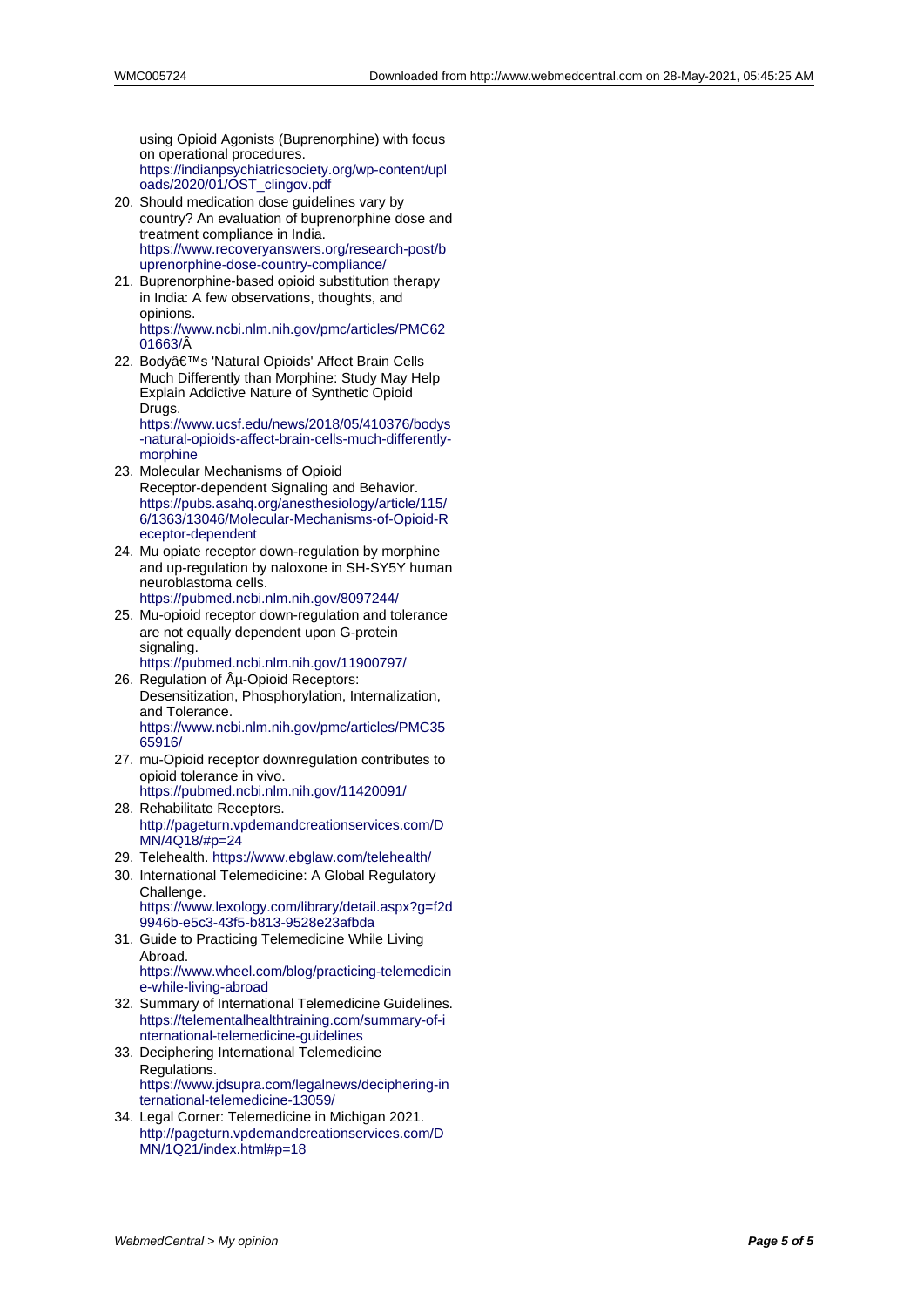using Opioid Agonists (Buprenorphine) with focus on operational procedures.
https://indianpsychiatricsociety.org/wp-content/uploads/2020/01/OST_clingov.pdf

20. Should medication dose guidelines vary by country? An evaluation of buprenorphine dose and treatment compliance in India.
https://www.recoveryanswers.org/research-post/buprenorphine-dose-country-compliance/
21. Buprenorphine-based opioid substitution therapy in India: A few observations, thoughts, and opinions.
https://www.ncbi.nlm.nih.gov/pmc/articles/PMC6201663/Â
22. Bodyâ€™s 'Natural Opioids' Affect Brain Cells Much Differently than Morphine: Study May Help Explain Addictive Nature of Synthetic Opioid Drugs.
https://www.ucsf.edu/news/2018/05/410376/bodys-natural-opioids-affect-brain-cells-much-differently-morphine
23. Molecular Mechanisms of Opioid Receptor-dependent Signaling and Behavior.
https://pubs.asahq.org/anesthesiology/article/115/6/1363/13046/Molecular-Mechanisms-of-Opioid-Receptor-dependent
24. Mu opiate receptor down-regulation by morphine and up-regulation by naloxone in SH-SY5Y human neuroblastoma cells.
https://pubmed.ncbi.nlm.nih.gov/8097244/
25. Mu-opioid receptor down-regulation and tolerance are not equally dependent upon G-protein signaling.
https://pubmed.ncbi.nlm.nih.gov/11900797/
26. Regulation of Âµ-Opioid Receptors: Desensitization, Phosphorylation, Internalization, and Tolerance.
https://www.ncbi.nlm.nih.gov/pmc/articles/PMC3565916/
27. mu-Opioid receptor downregulation contributes to opioid tolerance in vivo.
https://pubmed.ncbi.nlm.nih.gov/11420091/
28. Rehabilitate Receptors.
http://pageturn.vpdemandcreationservices.com/DMN/4Q18/#p=24
29. Telehealth. https://www.ebglaw.com/telehealth/
30. International Telemedicine: A Global Regulatory Challenge.
https://www.lexology.com/library/detail.aspx?g=f2d9946b-e5c3-43f5-b813-9528e23afbda
31. Guide to Practicing Telemedicine While Living Abroad.
https://www.wheel.com/blog/practicing-telemedicine-while-living-abroad
32. Summary of International Telemedicine Guidelines.
https://telementalhealthtraining.com/summary-of-international-telemedicine-guidelines
33. Deciphering International Telemedicine Regulations.
https://www.jdsupra.com/legalnews/deciphering-international-telemedicine-13059/
34. Legal Corner: Telemedicine in Michigan 2021.
http://pageturn.vpdemandcreationservices.com/DMN/1Q21/index.html#p=18